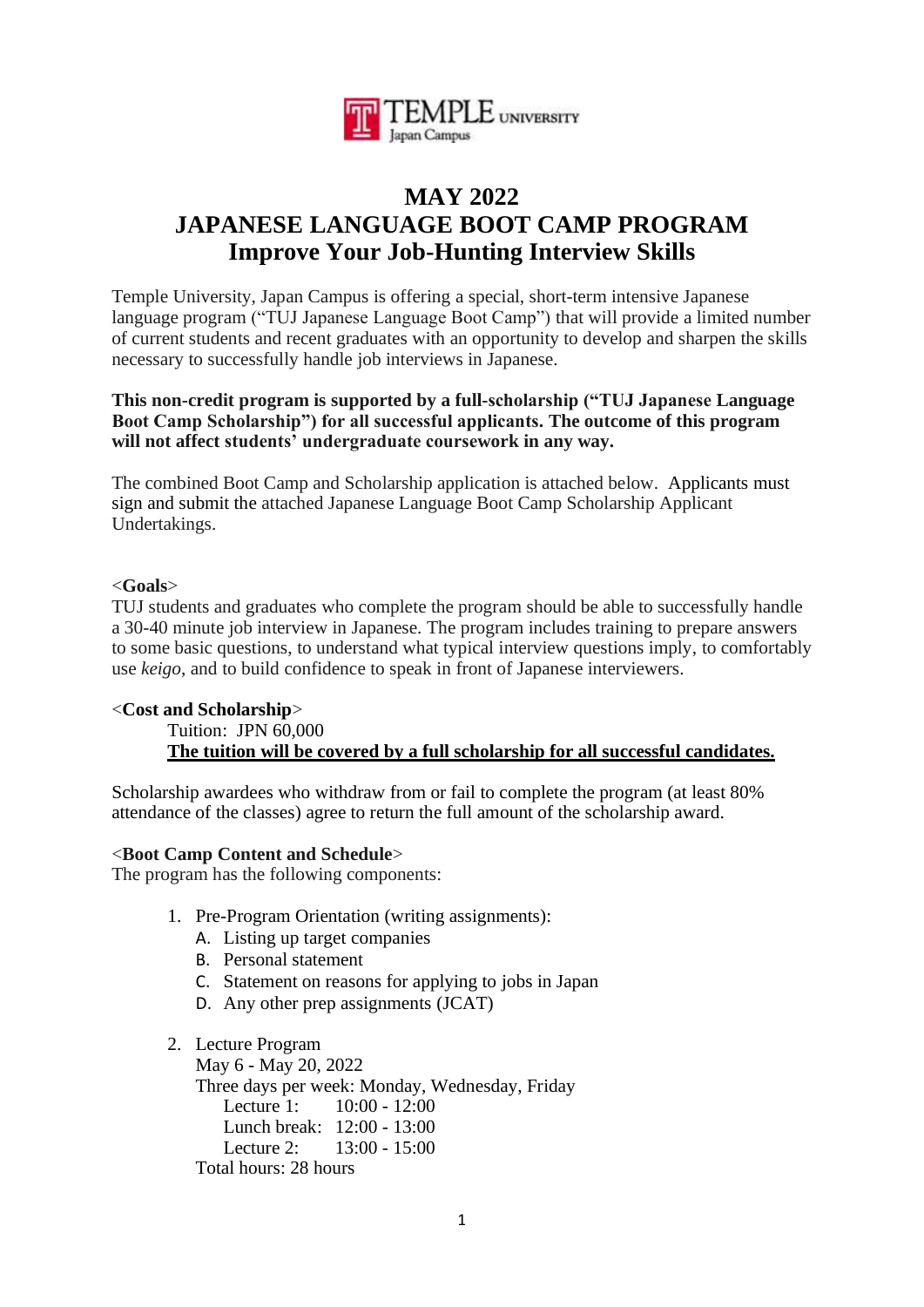# MAY 2022
# JAPANESE LANGUAGE BOOT CAMP PROGRAM
## Improve Your Job-Hunting Interview Skills

Temple University, Japan Campus is offering a special, short-term intensive Japanese language program ("TUJ Japanese Language Boot Camp") that will provide a limited number of current students and recent graduates with an opportunity to develop and sharpen the skills necessary to successfully handle job interviews in Japanese.

**This non-credit program is supported by a full-scholarship ("TUJ Japanese Language Boot Camp Scholarship") for all successful applicants. The outcome of this program will not affect students' undergraduate coursework in any way.**

The combined Boot Camp and Scholarship application is attached below. Applicants must sign and submit the attached Japanese Language Boot Camp Scholarship Applicant Undertakings.

<**Goals**>
TUJ students and graduates who complete the program should be able to successfully handle a 30-40 minute job interview in Japanese. The program includes training to prepare answers to some basic questions, to understand what typical interview questions imply, to comfortably use *keigo*, and to build confidence to speak in front of Japanese interviewers.

<**Cost and Scholarship**>

Tuition: JPN 60,000

**The tuition will be covered by a full scholarship for all successful candidates.**

Scholarship awardees who withdraw from or fail to complete the program (at least 80% attendance of the classes) agree to return the full amount of the scholarship award.

<**Boot Camp Content and Schedule**>
The program has the following components:

1. Pre-Program Orientation (writing assignments):
   A. Listing up target companies
   B. Personal statement
   C. Statement on reasons for applying to jobs in Japan
   D. Any other prep assignments (JCAT)

2. Lecture Program
   May 6 - May 20, 2022
   Three days per week: Monday, Wednesday, Friday
   Lecture 1: 10:00 - 12:00
   Lunch break: 12:00 - 13:00
   Lecture 2: 13:00 - 15:00
   Total hours: 28 hours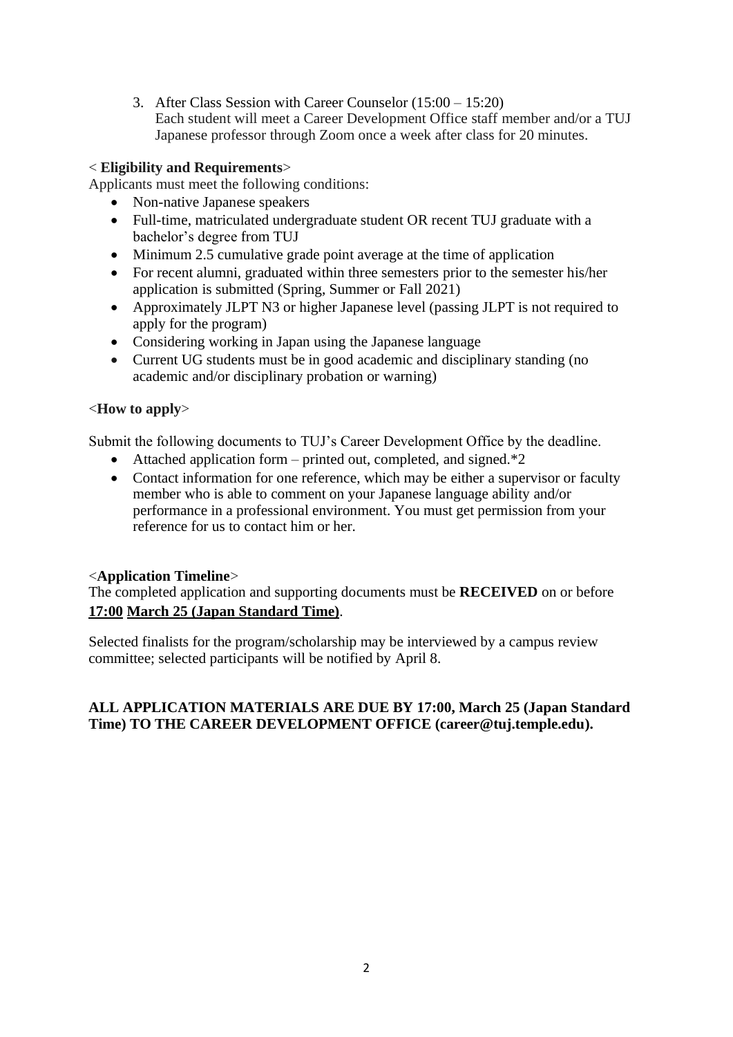3. After Class Session with Career Counselor (15:00 – 15:20)
   Each student will meet a Career Development Office staff member and/or a TUJ Japanese professor through Zoom once a week after class for 20 minutes.

< **Eligibility and Requirements**>

Applicants must meet the following conditions:

- Non-native Japanese speakers
- Full-time, matriculated undergraduate student OR recent TUJ graduate with a bachelor's degree from TUJ
- Minimum 2.5 cumulative grade point average at the time of application
- For recent alumni, graduated within three semesters prior to the semester his/her application is submitted (Spring, Summer or Fall 2021)
- Approximately JLPT N3 or higher Japanese level (passing JLPT is not required to apply for the program)
- Considering working in Japan using the Japanese language
- Current UG students must be in good academic and disciplinary standing (no academic and/or disciplinary probation or warning)

<**How to apply**>

Submit the following documents to TUJ's Career Development Office by the deadline.

- Attached application form – printed out, completed, and signed.*2
- Contact information for one reference, which may be either a supervisor or faculty member who is able to comment on your Japanese language ability and/or performance in a professional environment. You must get permission from your reference for us to contact him or her.

<**Application Timeline**>

The completed application and supporting documents must be **RECEIVED** on or before **17:00 March 25 (Japan Standard Time)**.

Selected finalists for the program/scholarship may be interviewed by a campus review committee; selected participants will be notified by April 8.

**ALL APPLICATION MATERIALS ARE DUE BY 17:00, March 25 (Japan Standard Time) TO THE CAREER DEVELOPMENT OFFICE (career@tuj.temple.edu).**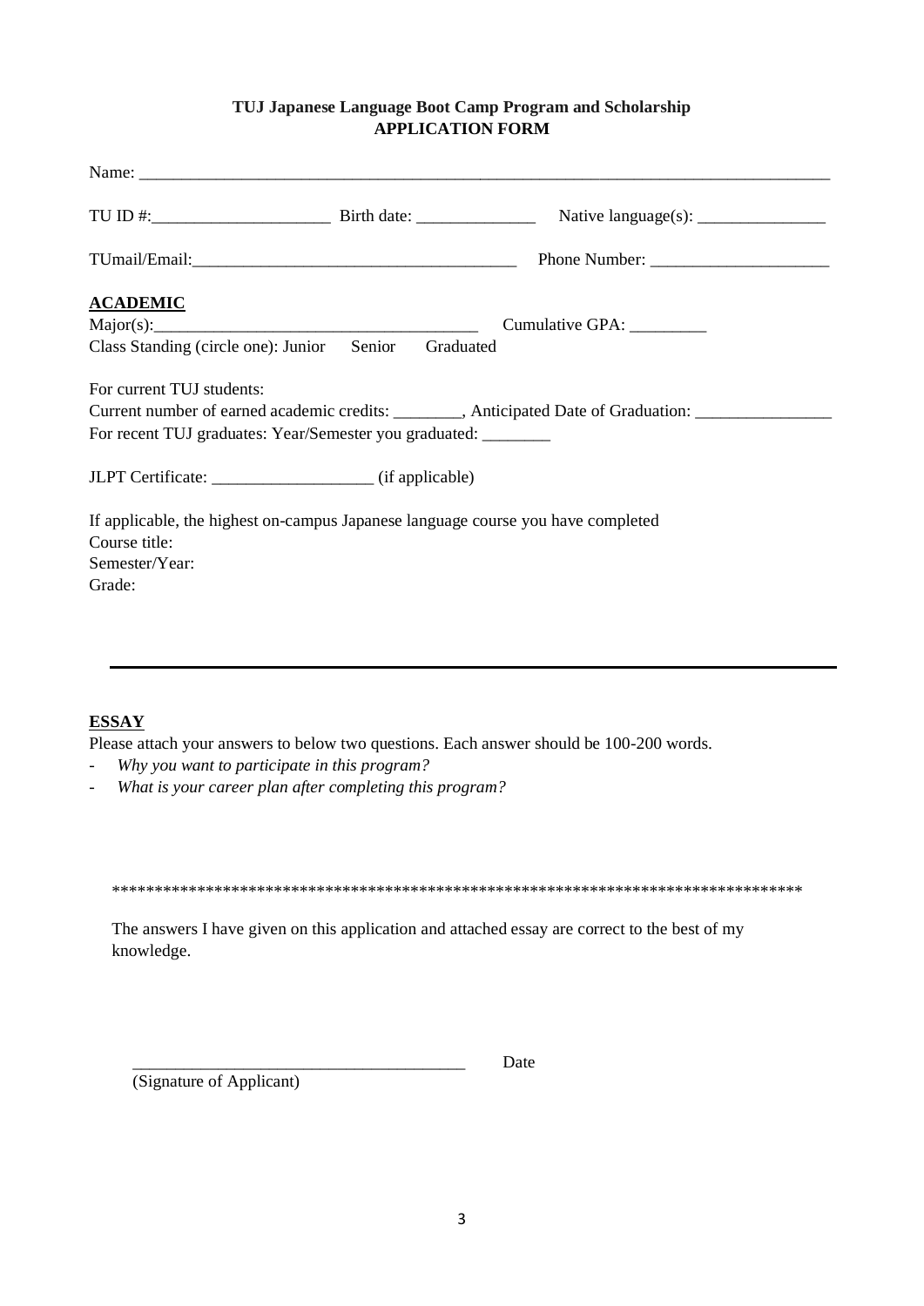**TUJ Japanese Language Boot Camp Program and Scholarship**
**APPLICATION FORM**

Name: ________________________________________________________________________________

TU ID #:_____________________ Birth date: ______________ Native language(s): _______________

TUmail/Email:_____________________________________ Phone Number: ____________________

**ACADEMIC**

Major(s):______________________________________ Cumulative GPA: _________

Class Standing (circle one): Junior Senior Graduated

For current TUJ students:

Current number of earned academic credits: ________, Anticipated Date of Graduation: ________________

For recent TUJ graduates: Year/Semester you graduated: ________

JLPT Certificate: __________________ (if applicable)

If applicable, the highest on-campus Japanese language course you have completed

Course title:

Semester/Year:

Grade:

---

**ESSAY**

Please attach your answers to below two questions. Each answer should be 100-200 words.

- *Why you want to participate in this program?*
- *What is your career plan after completing this program?*

***********************************************************************************

The answers I have given on this application and attached essay are correct to the best of my knowledge.

_______________________________________ Date

(Signature of Applicant)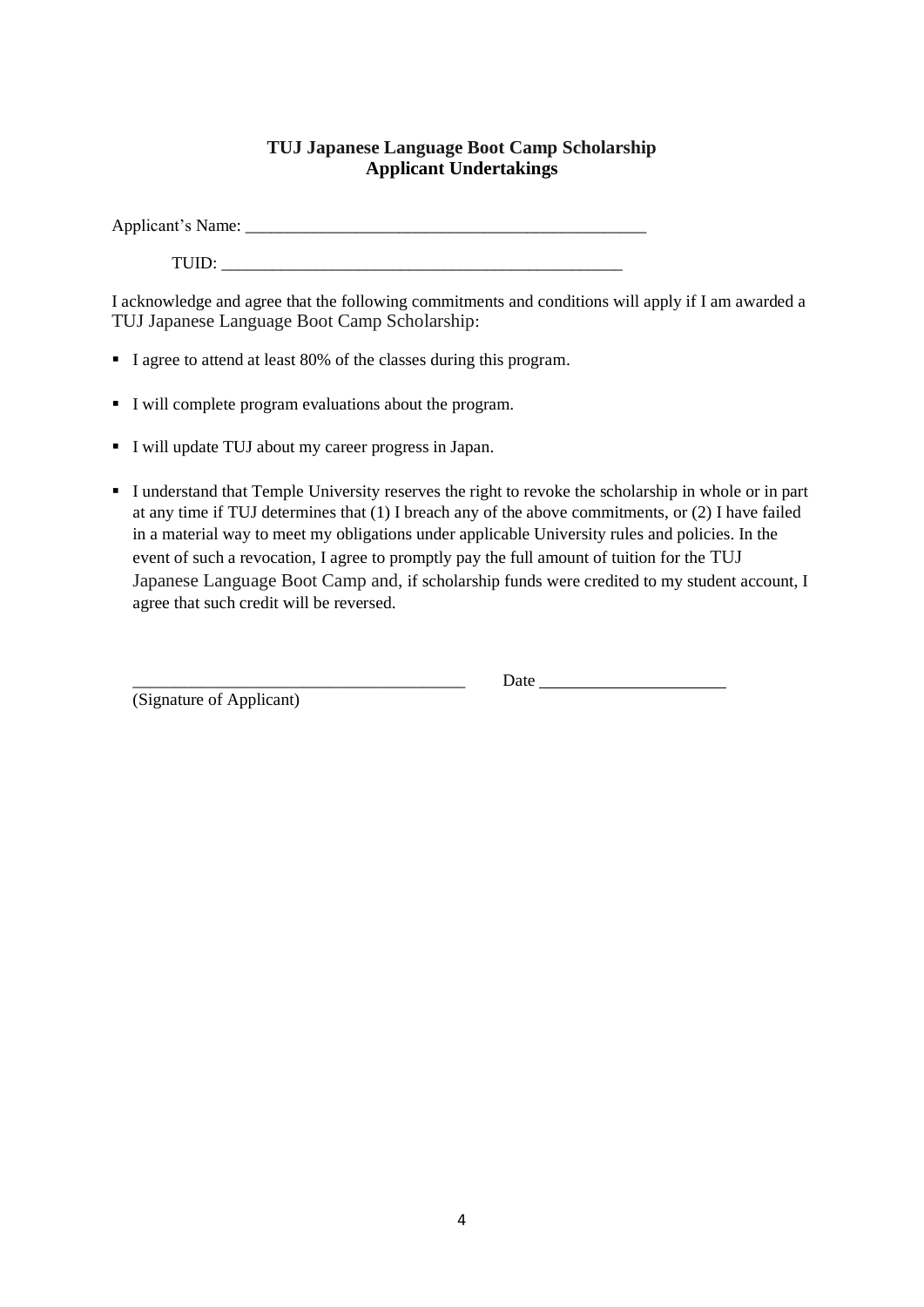**TUJ Japanese Language Boot Camp Scholarship**
**Applicant Undertakings**

Applicant's Name: _______________________________________________

TUID: _______________________________________________

I acknowledge and agree that the following commitments and conditions will apply if I am awarded a TUJ Japanese Language Boot Camp Scholarship:

- I agree to attend at least 80% of the classes during this program.
- I will complete program evaluations about the program.
- I will update TUJ about my career progress in Japan.
- I understand that Temple University reserves the right to revoke the scholarship in whole or in part at any time if TUJ determines that (1) I breach any of the above commitments, or (2) I have failed in a material way to meet my obligations under applicable University rules and policies. In the event of such a revocation, I agree to promptly pay the full amount of tuition for the TUJ Japanese Language Boot Camp and, if scholarship funds were credited to my student account, I agree that such credit will be reversed.

_______________________________________ Date ______________________

(Signature of Applicant)